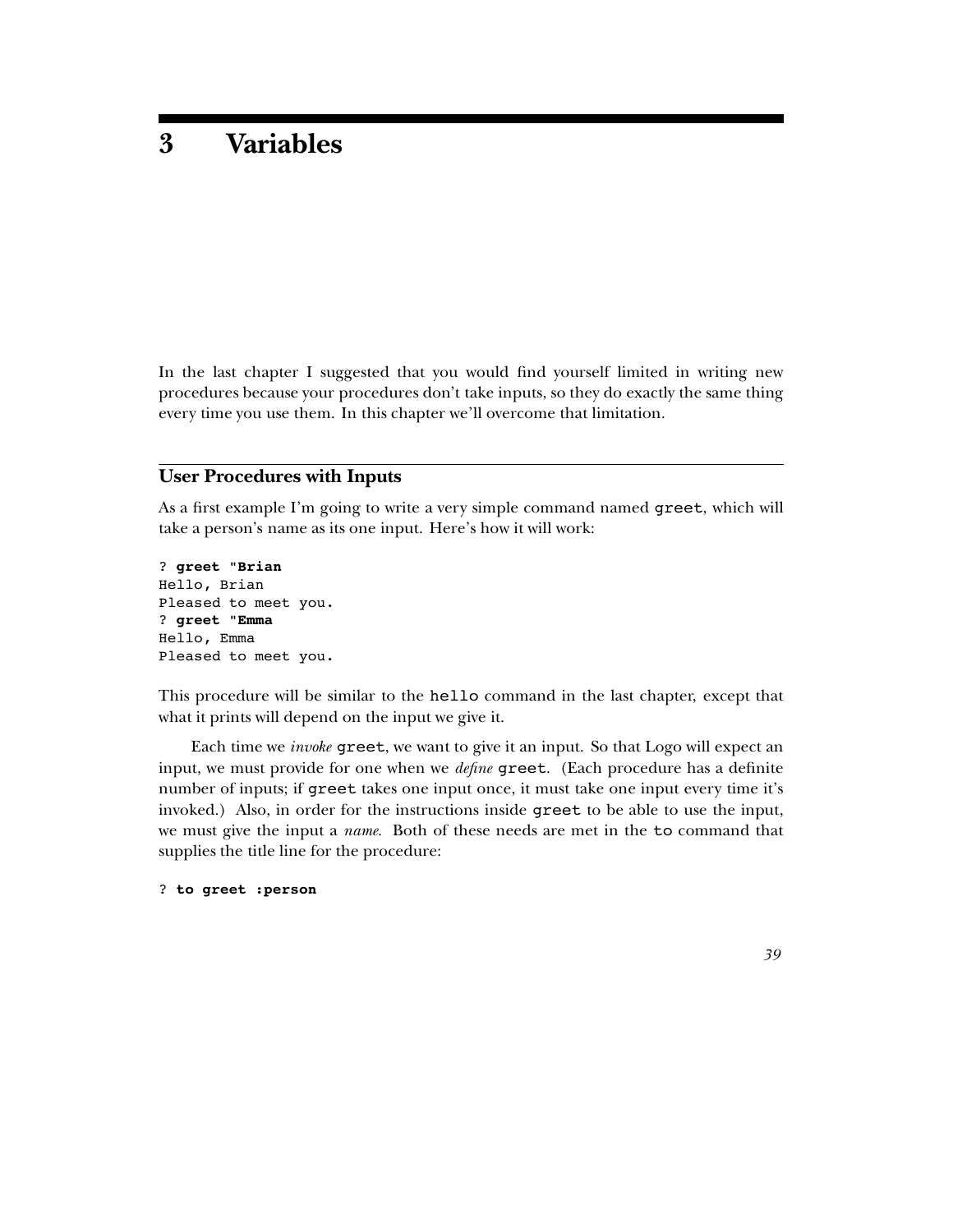# 3 Variables

In the last chapter I suggested that you would find yourself limited in writing new procedures because your procedures don't take inputs, so they do exactly the same thing every time you use them. In this chapter we'll overcome that limitation.

## User Procedures with Inputs

As a first example I'm going to write a very simple command named `greet`, which will take a person's name as its one input. Here's how it will work:

```
? greet "Brian
Hello, Brian
Pleased to meet you.
? greet "Emma
Hello, Emma
Pleased to meet you.
```

This procedure will be similar to the `hello` command in the last chapter, except that what it prints will depend on the input we give it.

Each time we *invoke* `greet`, we want to give it an input. So that Logo will expect an input, we must provide for one when we *define* `greet`. (Each procedure has a definite number of inputs; if `greet` takes one input once, it must take one input every time it's invoked.) Also, in order for the instructions inside `greet` to be able to use the input, we must give the input a *name*. Both of these needs are met in the `to` command that supplies the title line for the procedure:

```
? to greet :person
```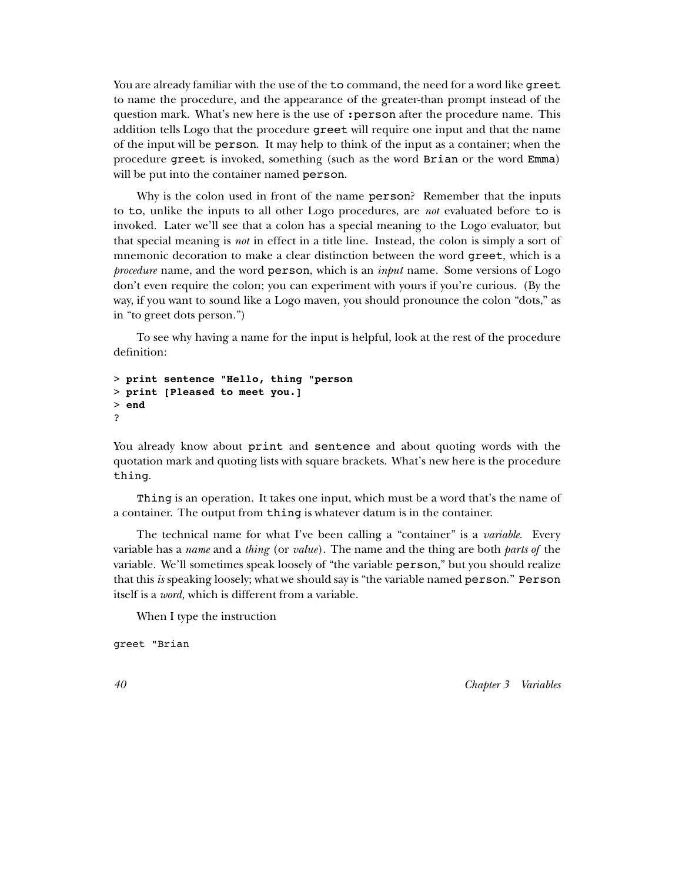You are already familiar with the use of the `to` command, the need for a word like `greet` to name the procedure, and the appearance of the greater-than prompt instead of the question mark. What's new here is the use of `:person` after the procedure name. This addition tells Logo that the procedure `greet` will require one input and that the name of the input will be `person`. It may help to think of the input as a container; when the procedure `greet` is invoked, something (such as the word `Brian` or the word `Emma`) will be put into the container named `person`.

Why is the colon used in front of the name `person`? Remember that the inputs to `to`, unlike the inputs to all other Logo procedures, are *not* evaluated before `to` is invoked. Later we'll see that a colon has a special meaning to the Logo evaluator, but that special meaning is *not* in effect in a title line. Instead, the colon is simply a sort of mnemonic decoration to make a clear distinction between the word `greet`, which is a *procedure* name, and the word `person`, which is an *input* name. Some versions of Logo don't even require the colon; you can experiment with yours if you're curious. (By the way, if you want to sound like a Logo maven, you should pronounce the colon "dots," as in "to greet dots person.")

To see why having a name for the input is helpful, look at the rest of the procedure definition:

```
> print sentence "Hello, thing "person
> print [Pleased to meet you.]
> end
?
```

You already know about `print` and `sentence` and about quoting words with the quotation mark and quoting lists with square brackets. What's new here is the procedure `thing`.

`Thing` is an operation. It takes one input, which must be a word that's the name of a container. The output from `thing` is whatever datum is in the container.

The technical name for what I've been calling a "container" is a *variable.* Every variable has a *name* and a *thing* (or *value*). The name and the thing are both *parts of* the variable. We'll sometimes speak loosely of "the variable `person`," but you should realize that this *is* speaking loosely; what we should say is "the variable named `person`." `Person` itself is a *word,* which is different from a variable.

When I type the instruction

```
greet "Brian
```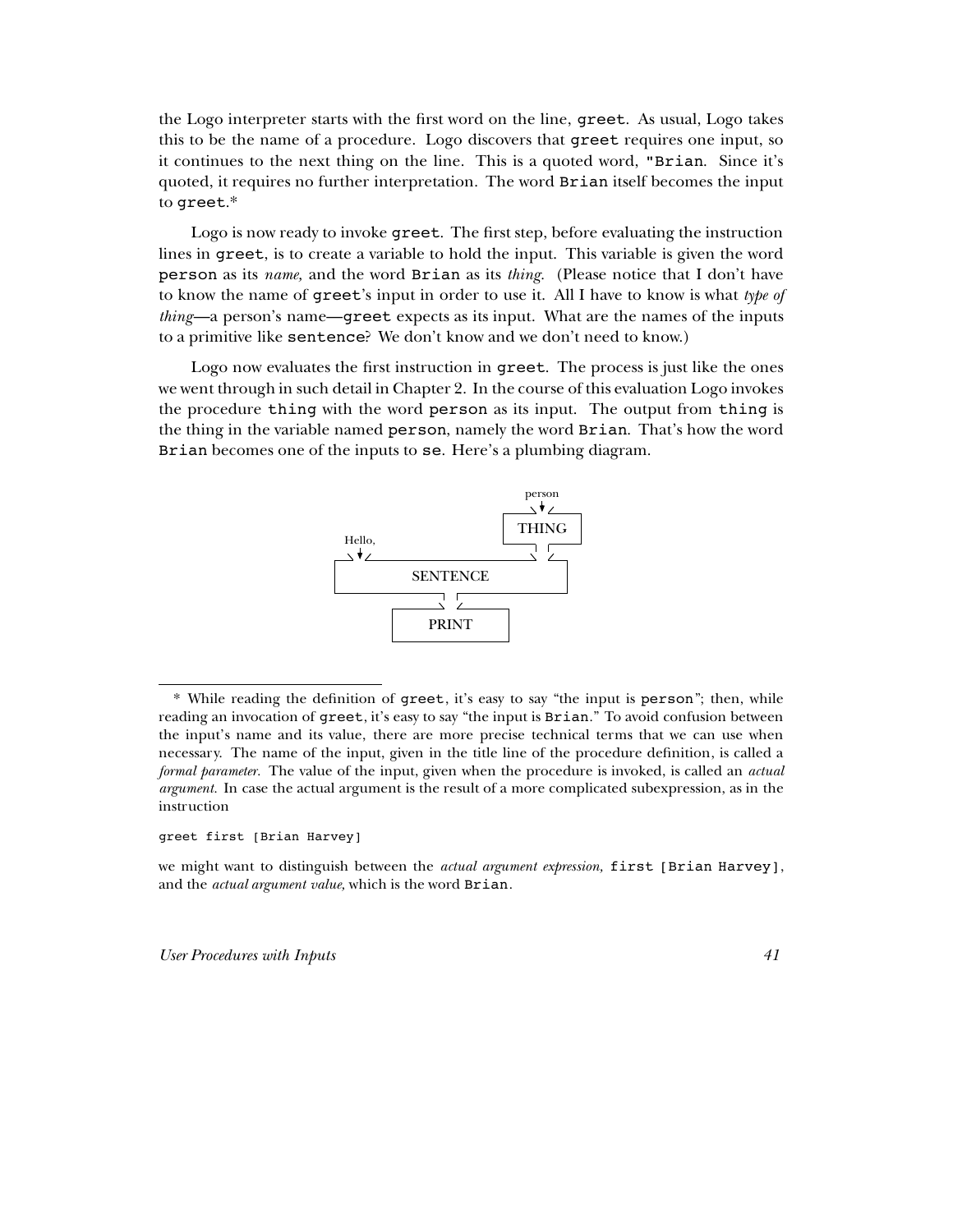the Logo interpreter starts with the first word on the line, `greet`. As usual, Logo takes this to be the name of a procedure. Logo discovers that `greet` requires one input, so it continues to the next thing on the line. This is a quoted word, `"Brian`. Since it's quoted, it requires no further interpretation. The word `Brian` itself becomes the input to `greet`.*

Logo is now ready to invoke `greet`. The first step, before evaluating the instruction lines in `greet`, is to create a variable to hold the input. This variable is given the word `person` as its *name,* and the word `Brian` as its *thing.* (Please notice that I don't have to know the name of `greet`'s input in order to use it. All I have to know is what *type of thing*—a person's name—`greet` expects as its input. What are the names of the inputs to a primitive like `sentence`? We don't know and we don't need to know.)

Logo now evaluates the first instruction in `greet`. The process is just like the ones we went through in such detail in Chapter 2. In the course of this evaluation Logo invokes the procedure `thing` with the word `person` as its input. The output from `thing` is the thing in the variable named `person`, namely the word `Brian`. That's how the word `Brian` becomes one of the inputs to `se`. Here's a plumbing diagram.

person

THING

Hello,

SENTENCE

PRINT

---

* While reading the definition of `greet`, it's easy to say "the input is `person`"; then, while reading an invocation of `greet`, it's easy to say "the input is `Brian`." To avoid confusion between the input's name and its value, there are more precise technical terms that we can use when necessary. The name of the input, given in the title line of the procedure definition, is called a *formal parameter.* The value of the input, given when the procedure is invoked, is called an *actual argument.* In case the actual argument is the result of a more complicated subexpression, as in the instruction

```
greet first [Brian Harvey]
```

we might want to distinguish between the *actual argument expression,* `first [Brian Harvey]`, and the *actual argument value,* which is the word `Brian`.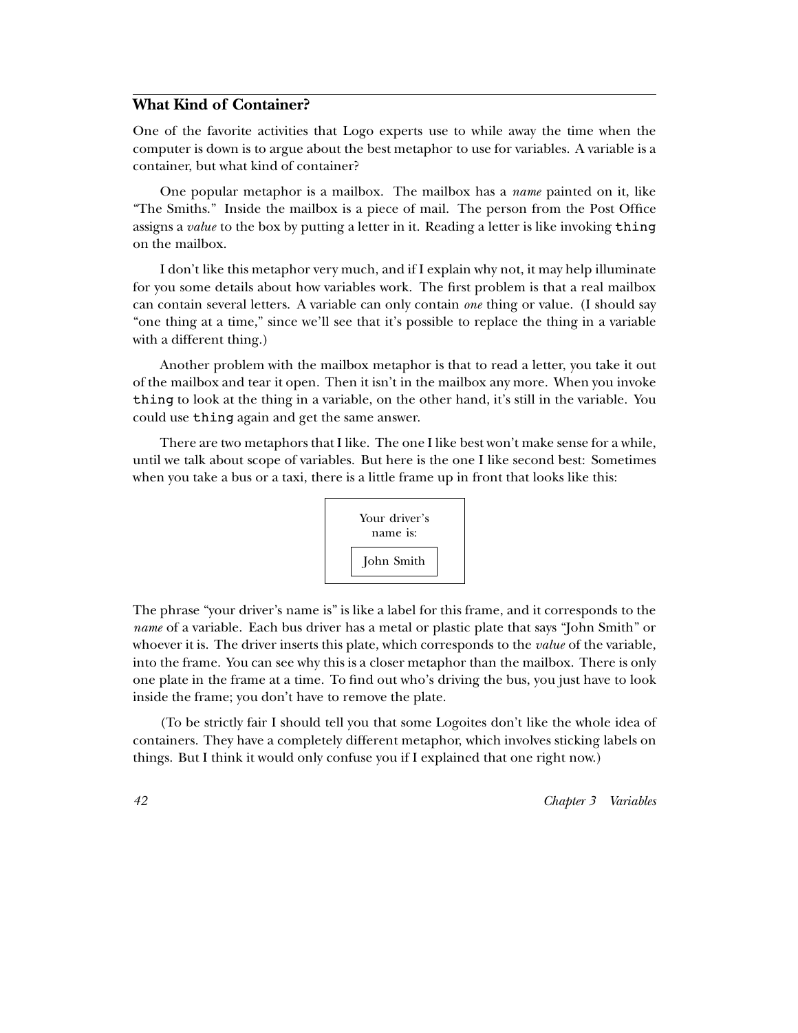## What Kind of Container?

One of the favorite activities that Logo experts use to while away the time when the computer is down is to argue about the best metaphor to use for variables. A variable is a container, but what kind of container?

One popular metaphor is a mailbox. The mailbox has a *name* painted on it, like "The Smiths." Inside the mailbox is a piece of mail. The person from the Post Office assigns a *value* to the box by putting a letter in it. Reading a letter is like invoking `thing` on the mailbox.

I don't like this metaphor very much, and if I explain why not, it may help illuminate for you some details about how variables work. The first problem is that a real mailbox can contain several letters. A variable can only contain *one* thing or value. (I should say "one thing at a time," since we'll see that it's possible to replace the thing in a variable with a different thing.)

Another problem with the mailbox metaphor is that to read a letter, you take it out of the mailbox and tear it open. Then it isn't in the mailbox any more. When you invoke `thing` to look at the thing in a variable, on the other hand, it's still in the variable. You could use `thing` again and get the same answer.

There are two metaphors that I like. The one I like best won't make sense for a while, until we talk about scope of variables. But here is the one I like second best: Sometimes when you take a bus or a taxi, there is a little frame up in front that looks like this:

Your driver's
name is:

John Smith

The phrase "your driver's name is" is like a label for this frame, and it corresponds to the *name* of a variable. Each bus driver has a metal or plastic plate that says "John Smith" or whoever it is. The driver inserts this plate, which corresponds to the *value* of the variable, into the frame. You can see why this is a closer metaphor than the mailbox. There is only one plate in the frame at a time. To find out who's driving the bus, you just have to look inside the frame; you don't have to remove the plate.

(To be strictly fair I should tell you that some Logoites don't like the whole idea of containers. They have a completely different metaphor, which involves sticking labels on things. But I think it would only confuse you if I explained that one right now.)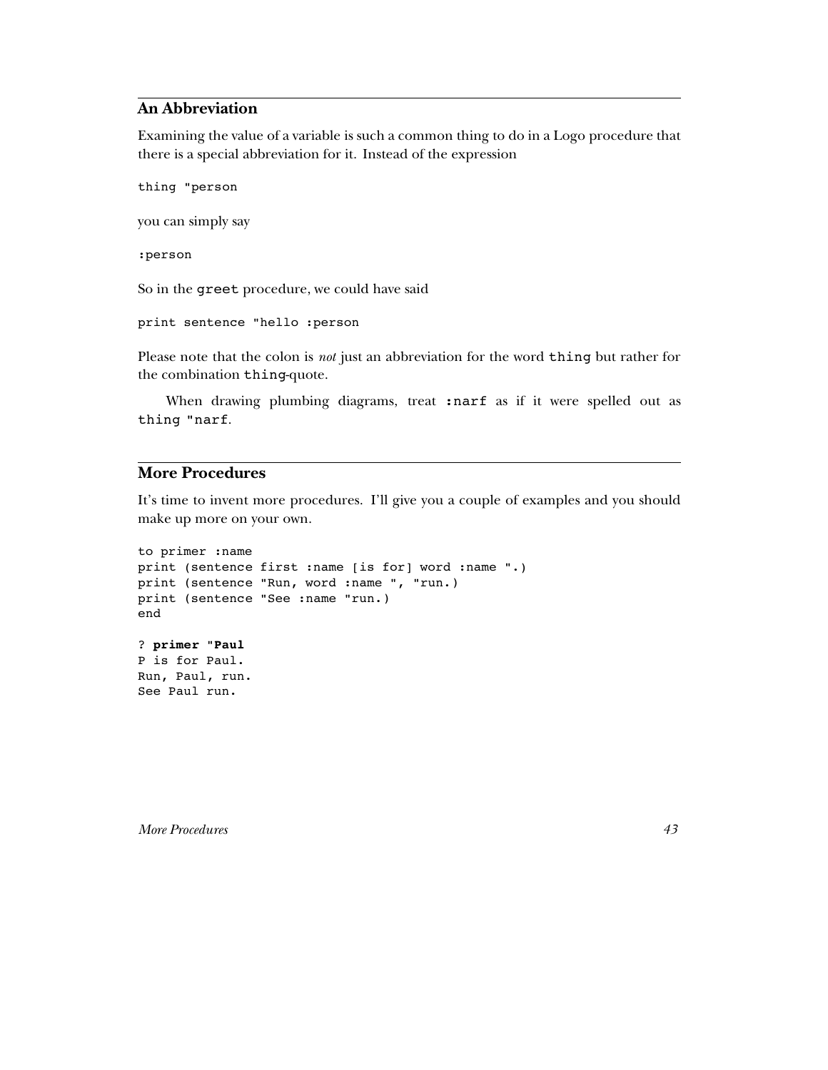## An Abbreviation

Examining the value of a variable is such a common thing to do in a Logo procedure that there is a special abbreviation for it. Instead of the expression

```
thing "person
```

you can simply say

```
:person
```

So in the `greet` procedure, we could have said

```
print sentence "hello :person
```

Please note that the colon is *not* just an abbreviation for the word `thing` but rather for the combination `thing`-quote.

When drawing plumbing diagrams, treat `:narf` as if it were spelled out as `thing "narf`.

## More Procedures

It's time to invent more procedures. I'll give you a couple of examples and you should make up more on your own.

```
to primer :name
print (sentence first :name [is for] word :name ".)
print (sentence "Run, word :name ", "run.)
print (sentence "See :name "run.)
end
```

```
? primer "Paul
P is for Paul.
Run, Paul, run.
See Paul run.
```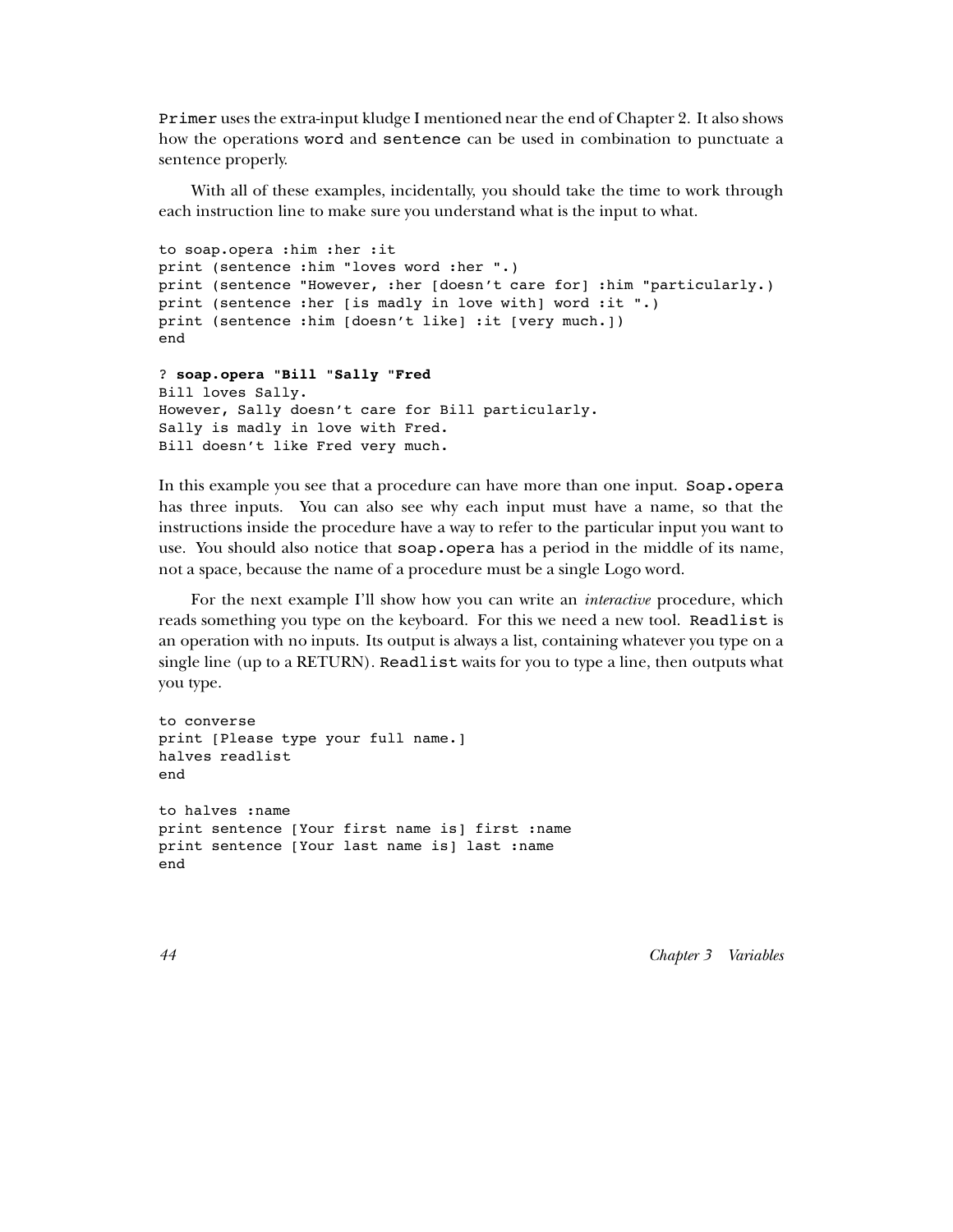`Primer` uses the extra-input kludge I mentioned near the end of Chapter 2. It also shows how the operations `word` and `sentence` can be used in combination to punctuate a sentence properly.

With all of these examples, incidentally, you should take the time to work through each instruction line to make sure you understand what is the input to what.

```
to soap.opera :him :her :it
print (sentence :him "loves word :her ".)
print (sentence "However, :her [doesn't care for] :him "particularly.)
print (sentence :her [is madly in love with] word :it ".)
print (sentence :him [doesn't like] :it [very much.])
end

? soap.opera "Bill "Sally "Fred
Bill loves Sally.
However, Sally doesn't care for Bill particularly.
Sally is madly in love with Fred.
Bill doesn't like Fred very much.
```

In this example you see that a procedure can have more than one input. `Soap.opera` has three inputs. You can also see why each input must have a name, so that the instructions inside the procedure have a way to refer to the particular input you want to use. You should also notice that `soap.opera` has a period in the middle of its name, not a space, because the name of a procedure must be a single Logo word.

For the next example I'll show how you can write an *interactive* procedure, which reads something you type on the keyboard. For this we need a new tool. `Readlist` is an operation with no inputs. Its output is always a list, containing whatever you type on a single line (up to a RETURN). `Readlist` waits for you to type a line, then outputs what you type.

```
to converse
print [Please type your full name.]
halves readlist
end

to halves :name
print sentence [Your first name is] first :name
print sentence [Your last name is] last :name
end
```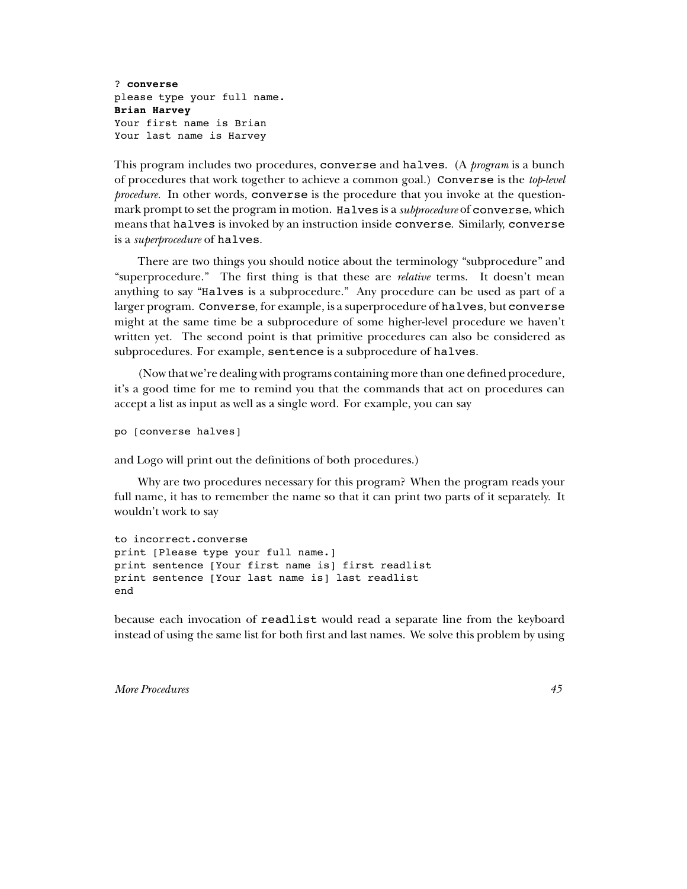```
? converse
please type your full name.
Brian Harvey
Your first name is Brian
Your last name is Harvey
```

This program includes two procedures, `converse` and `halves`. (A *program* is a bunch of procedures that work together to achieve a common goal.) `Converse` is the *top-level procedure*. In other words, `converse` is the procedure that you invoke at the question-mark prompt to set the program in motion. `Halves` is a *subprocedure* of `converse`, which means that `halves` is invoked by an instruction inside `converse`. Similarly, `converse` is a *superprocedure* of `halves`.

There are two things you should notice about the terminology "subprocedure" and "superprocedure." The first thing is that these are *relative* terms. It doesn't mean anything to say "`Halves` is a subprocedure." Any procedure can be used as part of a larger program. `Converse`, for example, is a superprocedure of `halves`, but `converse` might at the same time be a subprocedure of some higher-level procedure we haven't written yet. The second point is that primitive procedures can also be considered as subprocedures. For example, `sentence` is a subprocedure of `halves`.

(Now that we're dealing with programs containing more than one defined procedure, it's a good time for me to remind you that the commands that act on procedures can accept a list as input as well as a single word. For example, you can say

```
po [converse halves]
```

and Logo will print out the definitions of both procedures.)

Why are two procedures necessary for this program? When the program reads your full name, it has to remember the name so that it can print two parts of it separately. It wouldn't work to say

```
to incorrect.converse
print [Please type your full name.]
print sentence [Your first name is] first readlist
print sentence [Your last name is] last readlist
end
```

because each invocation of `readlist` would read a separate line from the keyboard instead of using the same list for both first and last names. We solve this problem by using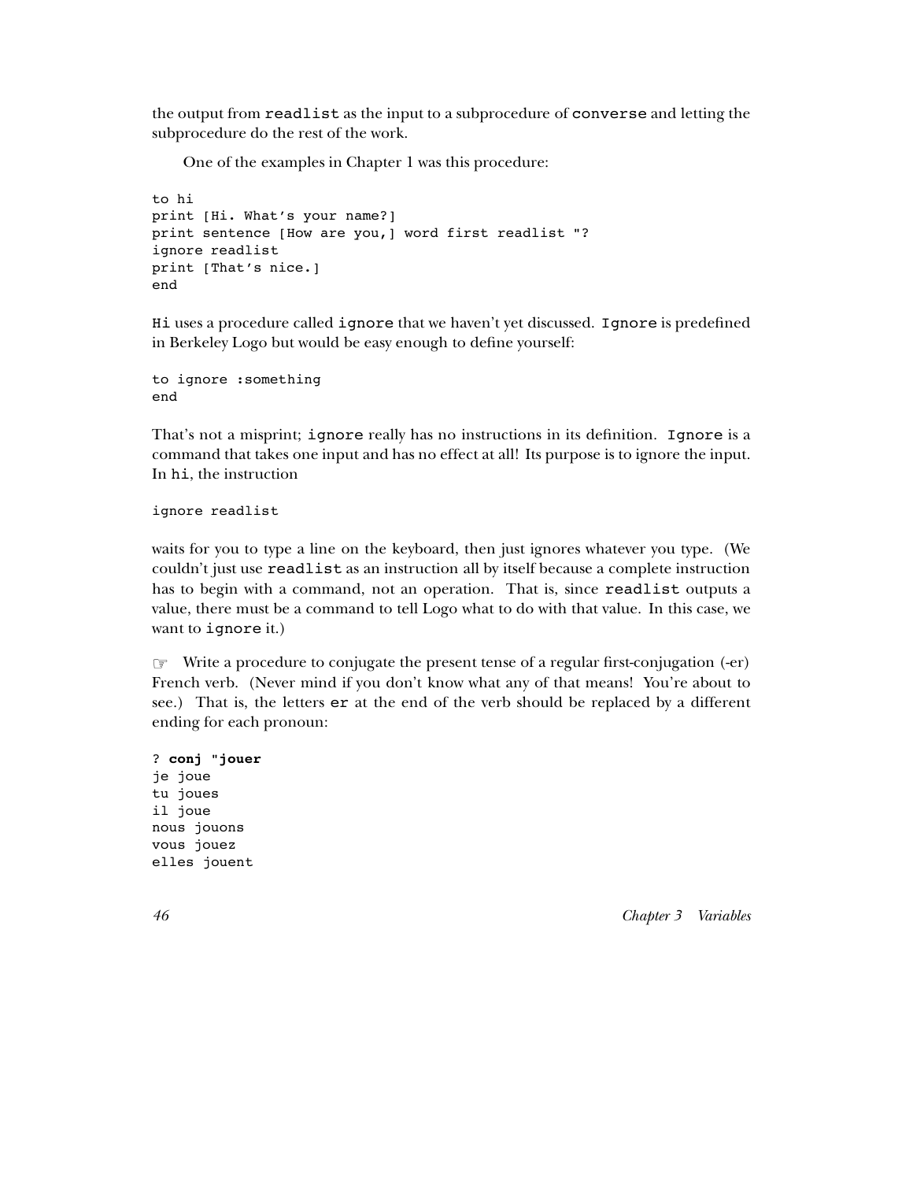the output from `readlist` as the input to a subprocedure of `converse` and letting the subprocedure do the rest of the work.

One of the examples in Chapter 1 was this procedure:

```
to hi
print [Hi. What's your name?]
print sentence [How are you,] word first readlist "?
ignore readlist
print [That's nice.]
end
```

`Hi` uses a procedure called `ignore` that we haven't yet discussed. `Ignore` is predefined in Berkeley Logo but would be easy enough to define yourself:

```
to ignore :something
end
```

That's not a misprint; `ignore` really has no instructions in its definition. `Ignore` is a command that takes one input and has no effect at all! Its purpose is to ignore the input. In `hi`, the instruction

```
ignore readlist
```

waits for you to type a line on the keyboard, then just ignores whatever you type. (We couldn't just use `readlist` as an instruction all by itself because a complete instruction has to begin with a command, not an operation. That is, since `readlist` outputs a value, there must be a command to tell Logo what to do with that value. In this case, we want to `ignore` it.)

☞ Write a procedure to conjugate the present tense of a regular first-conjugation (-er) French verb. (Never mind if you don't know what any of that means! You're about to see.) That is, the letters `er` at the end of the verb should be replaced by a different ending for each pronoun:

```
? conj "jouer
je joue
tu joues
il joue
nous jouons
vous jouez
elles jouent
```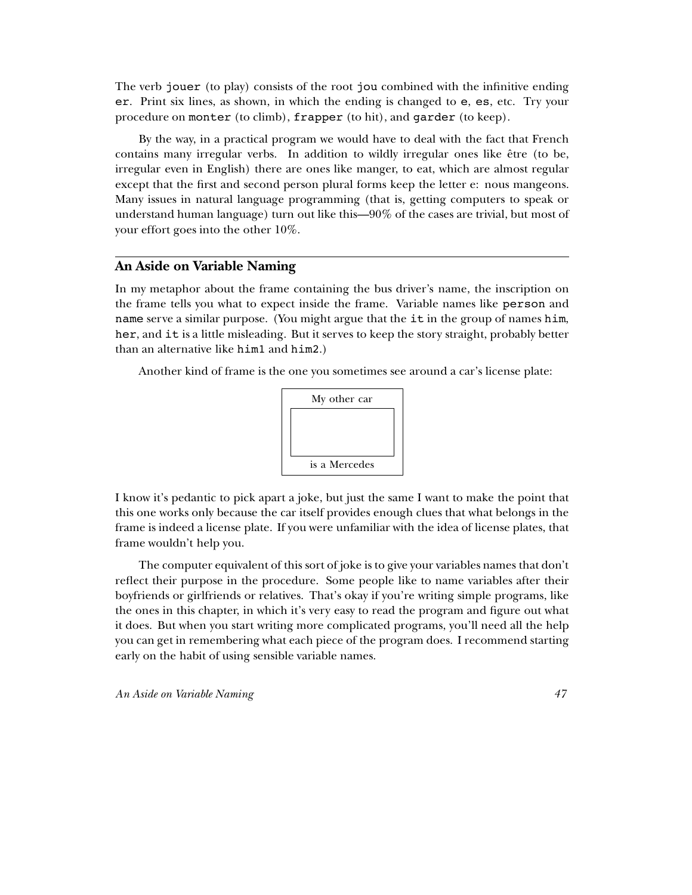The verb `jouer` (to play) consists of the root `jou` combined with the infinitive ending `er`. Print six lines, as shown, in which the ending is changed to `e`, `es`, etc. Try your procedure on `monter` (to climb), `frapper` (to hit), and `garder` (to keep).

By the way, in a practical program we would have to deal with the fact that French contains many irregular verbs. In addition to wildly irregular ones like être (to be, irregular even in English) there are ones like manger, to eat, which are almost regular except that the first and second person plural forms keep the letter e: nous mangeons. Many issues in natural language programming (that is, getting computers to speak or understand human language) turn out like this—90% of the cases are trivial, but most of your effort goes into the other 10%.

## An Aside on Variable Naming

In my metaphor about the frame containing the bus driver's name, the inscription on the frame tells you what to expect inside the frame. Variable names like `person` and `name` serve a similar purpose. (You might argue that the `it` in the group of names `him`, `her`, and `it` is a little misleading. But it serves to keep the story straight, probably better than an alternative like `him1` and `him2`.)

Another kind of frame is the one you sometimes see around a car's license plate:

My other car

is a Mercedes

I know it's pedantic to pick apart a joke, but just the same I want to make the point that this one works only because the car itself provides enough clues that what belongs in the frame is indeed a license plate. If you were unfamiliar with the idea of license plates, that frame wouldn't help you.

The computer equivalent of this sort of joke is to give your variables names that don't reflect their purpose in the procedure. Some people like to name variables after their boyfriends or girlfriends or relatives. That's okay if you're writing simple programs, like the ones in this chapter, in which it's very easy to read the program and figure out what it does. But when you start writing more complicated programs, you'll need all the help you can get in remembering what each piece of the program does. I recommend starting early on the habit of using sensible variable names.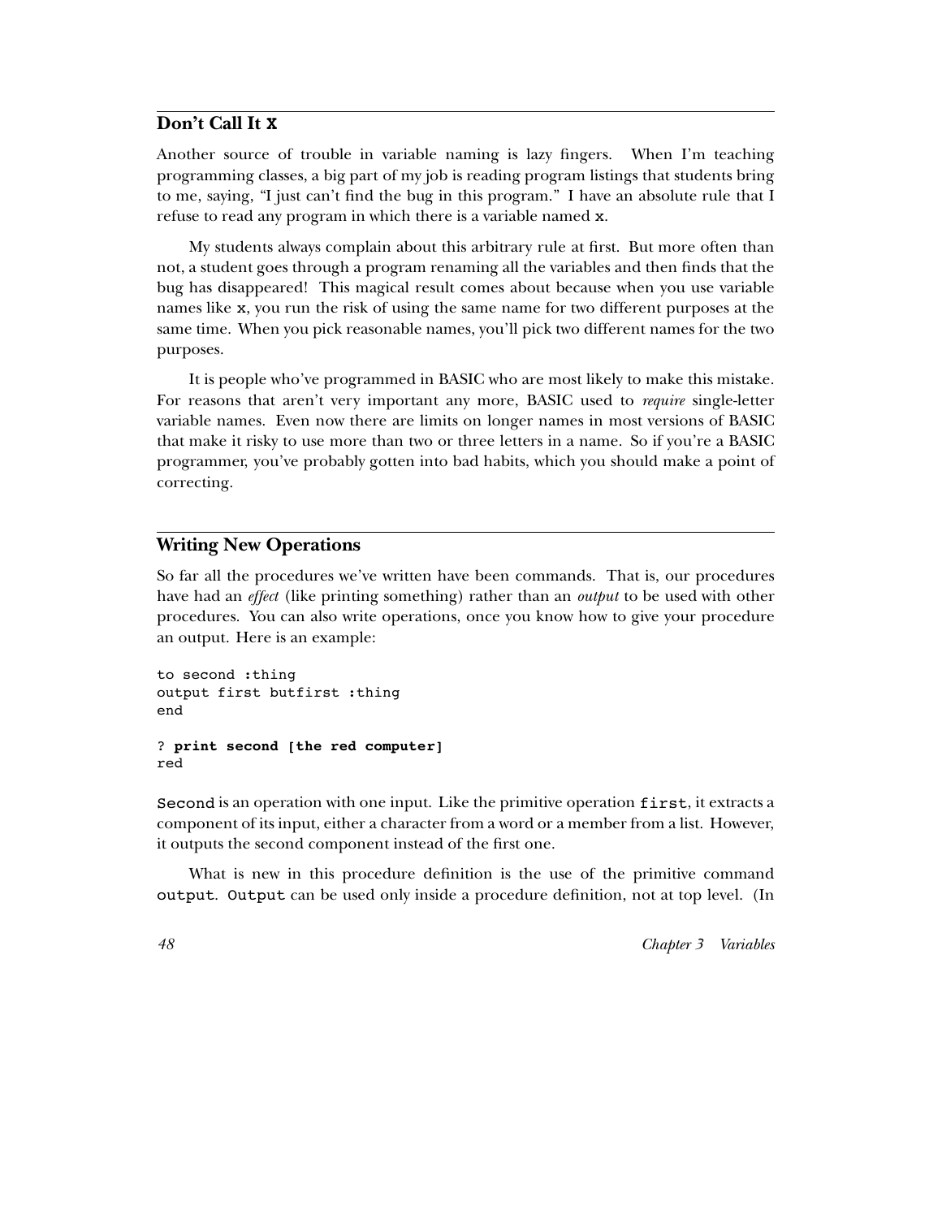## Don't Call It `x`

Another source of trouble in variable naming is lazy fingers. When I'm teaching programming classes, a big part of my job is reading program listings that students bring to me, saying, "I just can't find the bug in this program." I have an absolute rule that I refuse to read any program in which there is a variable named `x`.

My students always complain about this arbitrary rule at first. But more often than not, a student goes through a program renaming all the variables and then finds that the bug has disappeared! This magical result comes about because when you use variable names like `x`, you run the risk of using the same name for two different purposes at the same time. When you pick reasonable names, you'll pick two different names for the two purposes.

It is people who've programmed in BASIC who are most likely to make this mistake. For reasons that aren't very important any more, BASIC used to *require* single-letter variable names. Even now there are limits on longer names in most versions of BASIC that make it risky to use more than two or three letters in a name. So if you're a BASIC programmer, you've probably gotten into bad habits, which you should make a point of correcting.

## Writing New Operations

So far all the procedures we've written have been commands. That is, our procedures have had an *effect* (like printing something) rather than an *output* to be used with other procedures. You can also write operations, once you know how to give your procedure an output. Here is an example:

```
to second :thing
output first butfirst :thing
end

? print second [the red computer]
red
```

`Second` is an operation with one input. Like the primitive operation `first`, it extracts a component of its input, either a character from a word or a member from a list. However, it outputs the second component instead of the first one.

What is new in this procedure definition is the use of the primitive command `output`. `Output` can be used only inside a procedure definition, not at top level. (In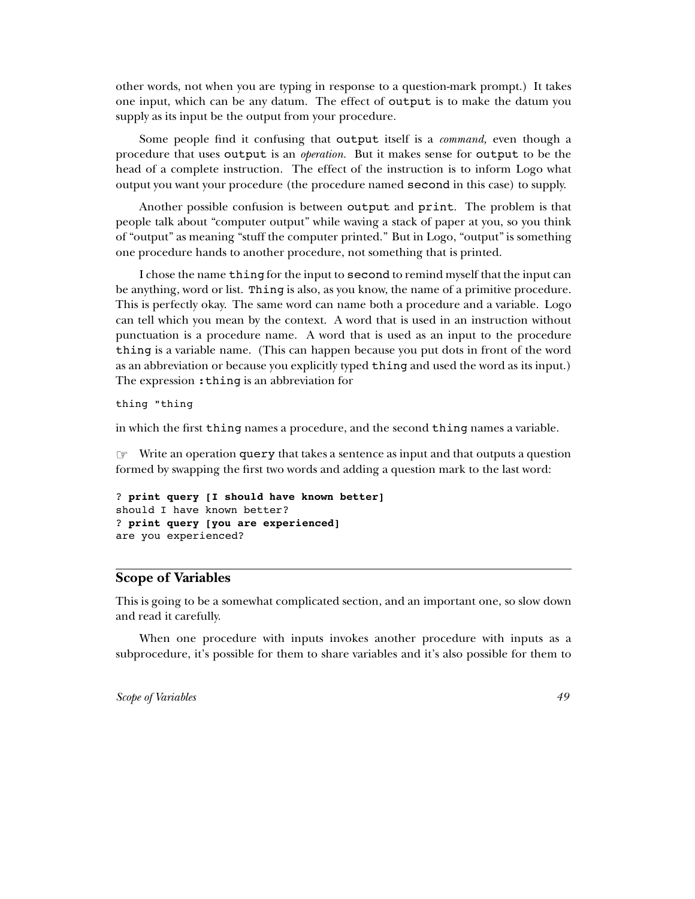other words, not when you are typing in response to a question-mark prompt.) It takes one input, which can be any datum. The effect of `output` is to make the datum you supply as its input be the output from your procedure.

Some people find it confusing that `output` itself is a *command,* even though a procedure that uses `output` is an *operation.* But it makes sense for `output` to be the head of a complete instruction. The effect of the instruction is to inform Logo what output you want your procedure (the procedure named `second` in this case) to supply.

Another possible confusion is between `output` and `print`. The problem is that people talk about "computer output" while waving a stack of paper at you, so you think of "output" as meaning "stuff the computer printed." But in Logo, "output" is something one procedure hands to another procedure, not something that is printed.

I chose the name `thing` for the input to `second` to remind myself that the input can be anything, word or list. `Thing` is also, as you know, the name of a primitive procedure. This is perfectly okay. The same word can name both a procedure and a variable. Logo can tell which you mean by the context. A word that is used in an instruction without punctuation is a procedure name. A word that is used as an input to the procedure `thing` is a variable name. (This can happen because you put dots in front of the word as an abbreviation or because you explicitly typed `thing` and used the word as its input.) The expression `:thing` is an abbreviation for

```
thing "thing
```

in which the first `thing` names a procedure, and the second `thing` names a variable.

☞ Write an operation `query` that takes a sentence as input and that outputs a question formed by swapping the first two words and adding a question mark to the last word:

```
? print query [I should have known better]
should I have known better?
? print query [you are experienced]
are you experienced?
```

## Scope of Variables

This is going to be a somewhat complicated section, and an important one, so slow down and read it carefully.

When one procedure with inputs invokes another procedure with inputs as a subprocedure, it's possible for them to share variables and it's also possible for them to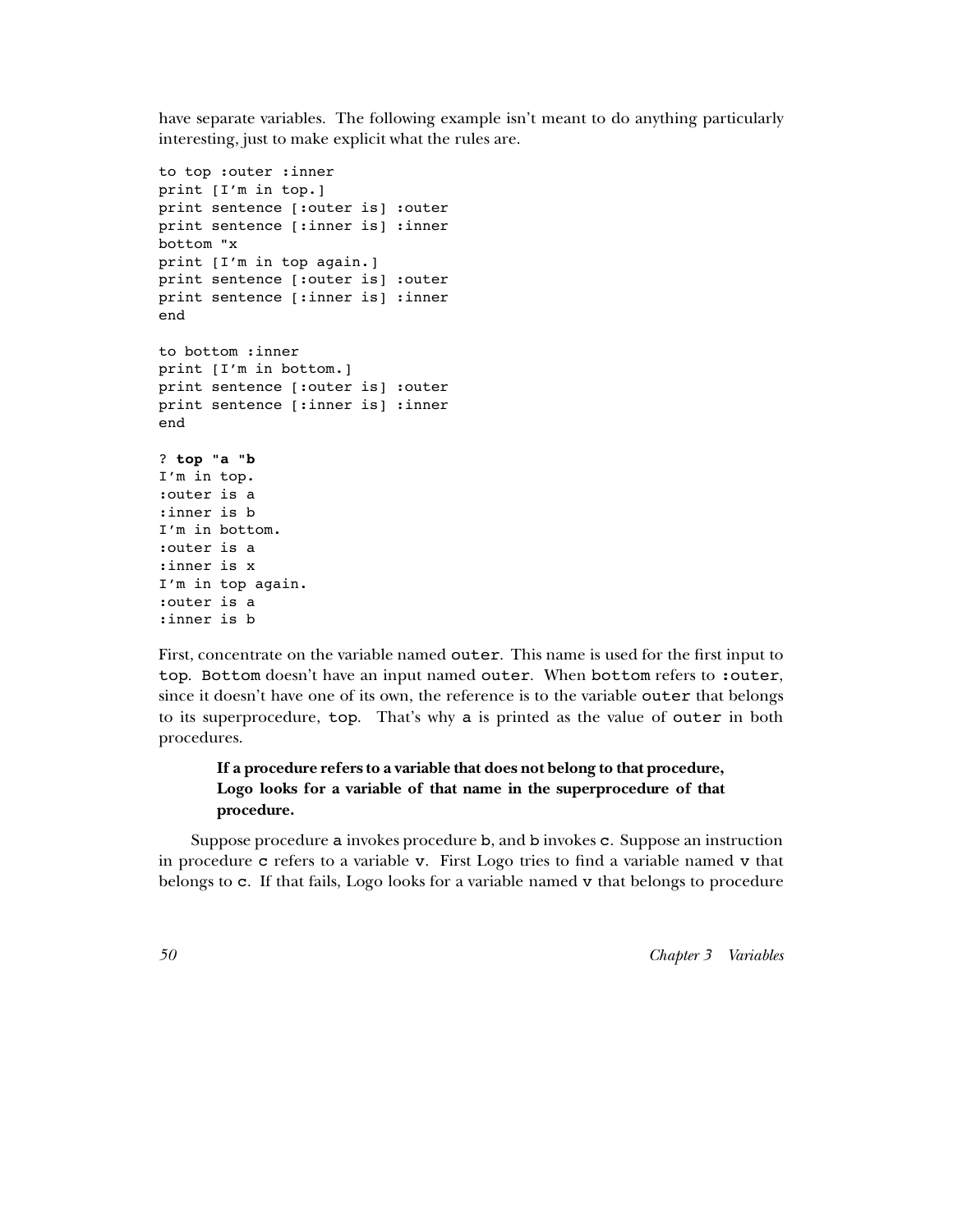have separate variables. The following example isn't meant to do anything particularly interesting, just to make explicit what the rules are.

```
to top :outer :inner
print [I'm in top.]
print sentence [:outer is] :outer
print sentence [:inner is] :inner
bottom "x
print [I'm in top again.]
print sentence [:outer is] :outer
print sentence [:inner is] :inner
end

to bottom :inner
print [I'm in bottom.]
print sentence [:outer is] :outer
print sentence [:inner is] :inner
end

? top "a "b
I'm in top.
:outer is a
:inner is b
I'm in bottom.
:outer is a
:inner is x
I'm in top again.
:outer is a
:inner is b
```

First, concentrate on the variable named `outer`. This name is used for the first input to `top`. `Bottom` doesn't have an input named `outer`. When `bottom` refers to `:outer`, since it doesn't have one of its own, the reference is to the variable `outer` that belongs to its superprocedure, `top`. That's why `a` is printed as the value of `outer` in both procedures.

> **If a procedure refers to a variable that does not belong to that procedure, Logo looks for a variable of that name in the superprocedure of that procedure.**

Suppose procedure `a` invokes procedure `b`, and `b` invokes `c`. Suppose an instruction in procedure `c` refers to a variable `v`. First Logo tries to find a variable named `v` that belongs to `c`. If that fails, Logo looks for a variable named `v` that belongs to procedure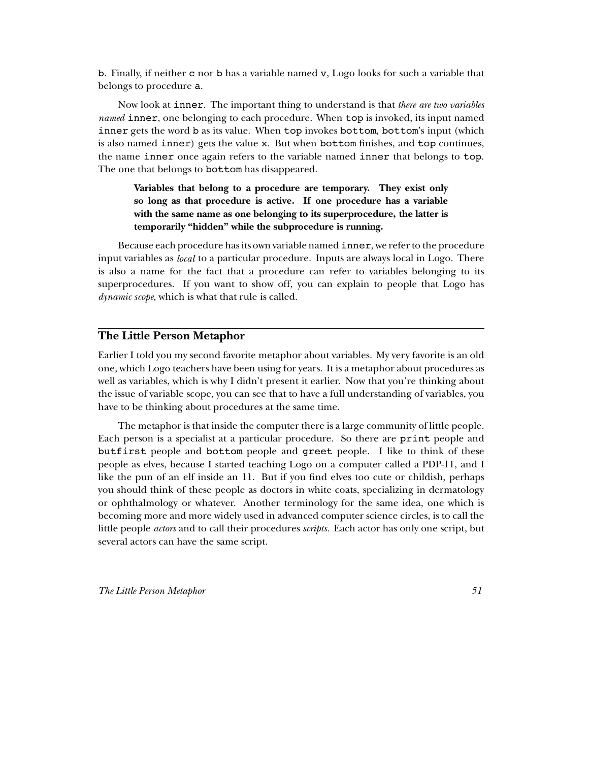`b`. Finally, if neither `c` nor `b` has a variable named `v`, Logo looks for such a variable that belongs to procedure `a`.

Now look at `inner`. The important thing to understand is that *there are two variables named* `inner`, one belonging to each procedure. When `top` is invoked, its input named `inner` gets the word `b` as its value. When `top` invokes `bottom`, `bottom`'s input (which is also named `inner`) gets the value `x`. But when `bottom` finishes, and `top` continues, the name `inner` once again refers to the variable named `inner` that belongs to `top`. The one that belongs to `bottom` has disappeared.

> **Variables that belong to a procedure are temporary. They exist only so long as that procedure is active. If one procedure has a variable with the same name as one belonging to its superprocedure, the latter is temporarily "hidden" while the subprocedure is running.**

Because each procedure has its own variable named `inner`, we refer to the procedure input variables as *local* to a particular procedure. Inputs are always local in Logo. There is also a name for the fact that a procedure can refer to variables belonging to its superprocedures. If you want to show off, you can explain to people that Logo has *dynamic scope,* which is what that rule is called.

## The Little Person Metaphor

Earlier I told you my second favorite metaphor about variables. My very favorite is an old one, which Logo teachers have been using for years. It is a metaphor about procedures as well as variables, which is why I didn't present it earlier. Now that you're thinking about the issue of variable scope, you can see that to have a full understanding of variables, you have to be thinking about procedures at the same time.

The metaphor is that inside the computer there is a large community of little people. Each person is a specialist at a particular procedure. So there are `print` people and `butfirst` people and `bottom` people and `greet` people. I like to think of these people as elves, because I started teaching Logo on a computer called a PDP-11, and I like the pun of an elf inside an 11. But if you find elves too cute or childish, perhaps you should think of these people as doctors in white coats, specializing in dermatology or ophthalmology or whatever. Another terminology for the same idea, one which is becoming more and more widely used in advanced computer science circles, is to call the little people *actors* and to call their procedures *scripts.* Each actor has only one script, but several actors can have the same script.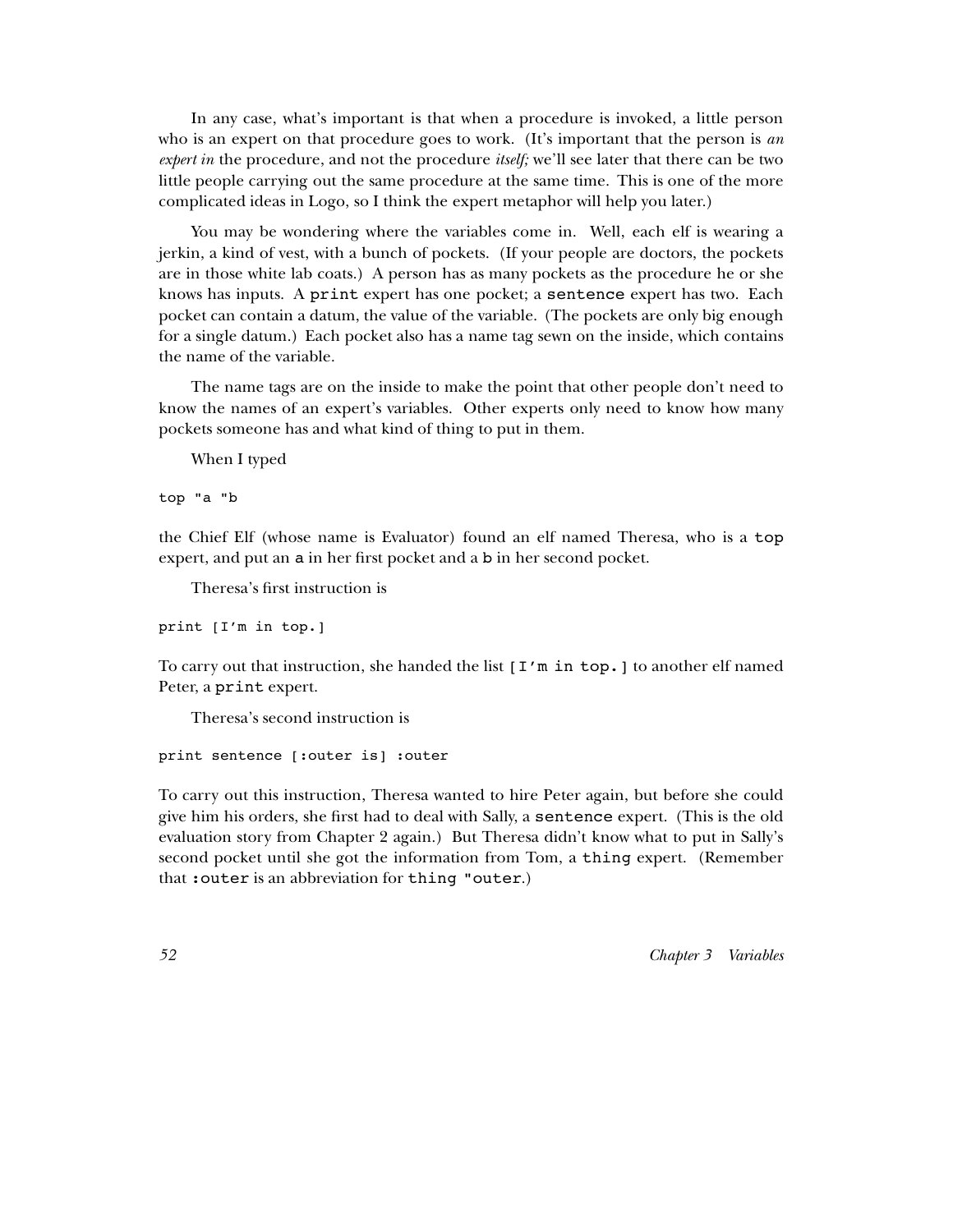In any case, what's important is that when a procedure is invoked, a little person who is an expert on that procedure goes to work. (It's important that the person is *an expert in* the procedure, and not the procedure *itself;* we'll see later that there can be two little people carrying out the same procedure at the same time. This is one of the more complicated ideas in Logo, so I think the expert metaphor will help you later.)

You may be wondering where the variables come in. Well, each elf is wearing a jerkin, a kind of vest, with a bunch of pockets. (If your people are doctors, the pockets are in those white lab coats.) A person has as many pockets as the procedure he or she knows has inputs. A `print` expert has one pocket; a `sentence` expert has two. Each pocket can contain a datum, the value of the variable. (The pockets are only big enough for a single datum.) Each pocket also has a name tag sewn on the inside, which contains the name of the variable.

The name tags are on the inside to make the point that other people don't need to know the names of an expert's variables. Other experts only need to know how many pockets someone has and what kind of thing to put in them.

When I typed

```
top "a "b
```

the Chief Elf (whose name is Evaluator) found an elf named Theresa, who is a `top` expert, and put an `a` in her first pocket and a `b` in her second pocket.

Theresa's first instruction is

```
print [I'm in top.]
```

To carry out that instruction, she handed the list `[I'm in top.]` to another elf named Peter, a `print` expert.

Theresa's second instruction is

```
print sentence [:outer is] :outer
```

To carry out this instruction, Theresa wanted to hire Peter again, but before she could give him his orders, she first had to deal with Sally, a `sentence` expert. (This is the old evaluation story from Chapter 2 again.) But Theresa didn't know what to put in Sally's second pocket until she got the information from Tom, a `thing` expert. (Remember that `:outer` is an abbreviation for `thing "outer`.)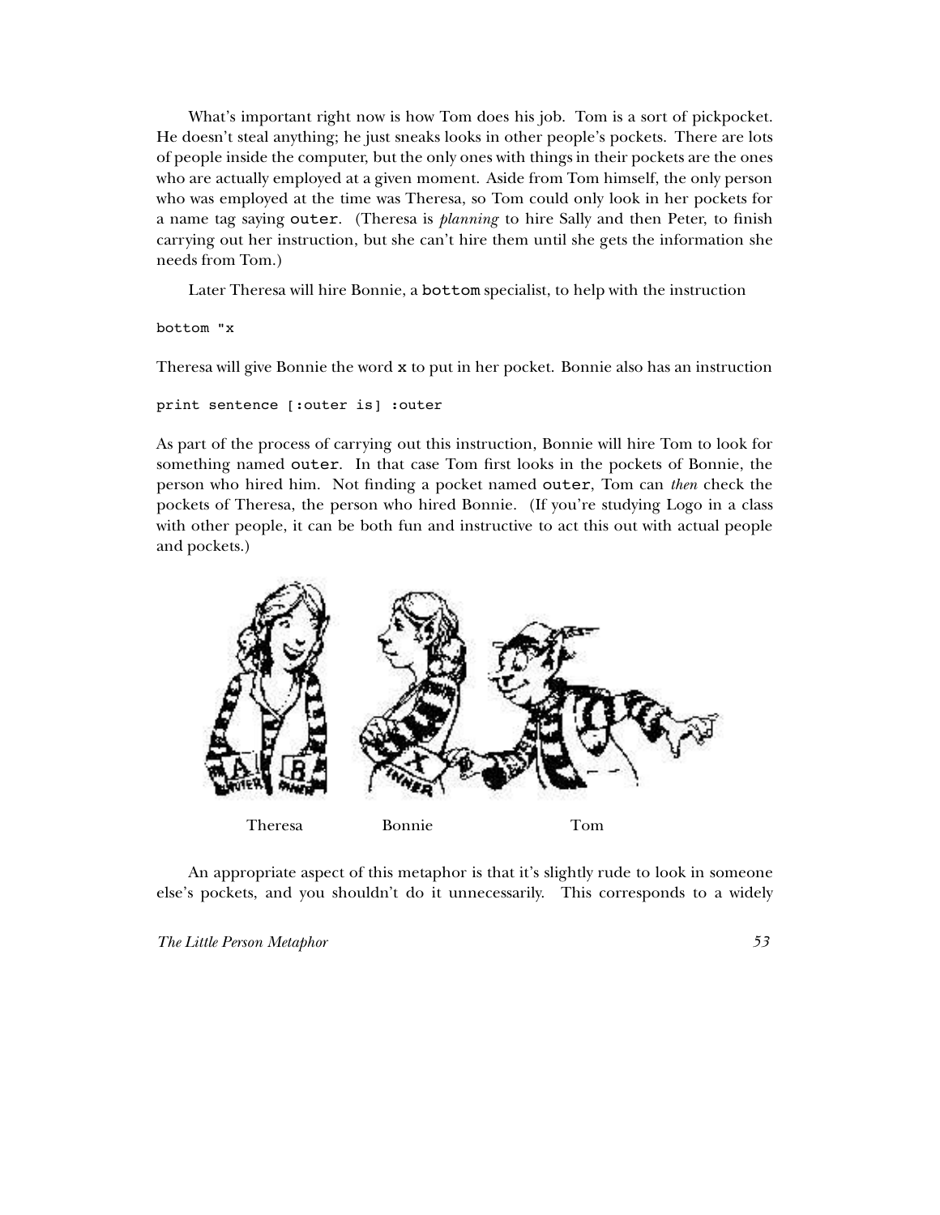What's important right now is how Tom does his job. Tom is a sort of pickpocket. He doesn't steal anything; he just sneaks looks in other people's pockets. There are lots of people inside the computer, but the only ones with things in their pockets are the ones who are actually employed at a given moment. Aside from Tom himself, the only person who was employed at the time was Theresa, so Tom could only look in her pockets for a name tag saying `outer`. (Theresa is *planning* to hire Sally and then Peter, to finish carrying out her instruction, but she can't hire them until she gets the information she needs from Tom.)

Later Theresa will hire Bonnie, a `bottom` specialist, to help with the instruction

```
bottom "x
```

Theresa will give Bonnie the word `x` to put in her pocket. Bonnie also has an instruction

```
print sentence [:outer is] :outer
```

As part of the process of carrying out this instruction, Bonnie will hire Tom to look for something named `outer`. In that case Tom first looks in the pockets of Bonnie, the person who hired him. Not finding a pocket named `outer`, Tom can *then* check the pockets of Theresa, the person who hired Bonnie. (If you're studying Logo in a class with other people, it can be both fun and instructive to act this out with actual people and pockets.)

Theresa Bonnie Tom

An appropriate aspect of this metaphor is that it's slightly rude to look in someone else's pockets, and you shouldn't do it unnecessarily. This corresponds to a widely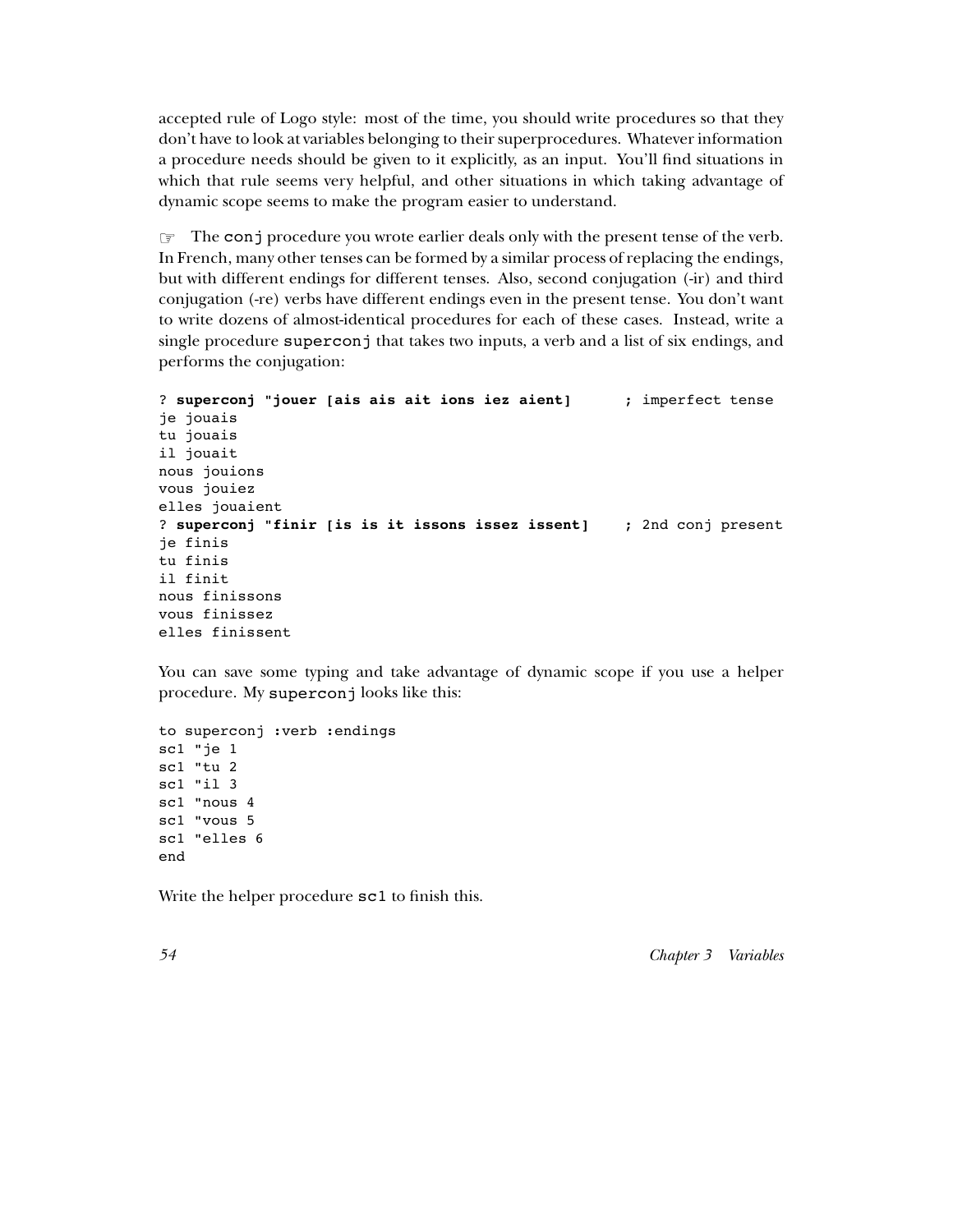accepted rule of Logo style: most of the time, you should write procedures so that they don't have to look at variables belonging to their superprocedures. Whatever information a procedure needs should be given to it explicitly, as an input. You'll find situations in which that rule seems very helpful, and other situations in which taking advantage of dynamic scope seems to make the program easier to understand.

☞ The `conj` procedure you wrote earlier deals only with the present tense of the verb. In French, many other tenses can be formed by a similar process of replacing the endings, but with different endings for different tenses. Also, second conjugation (-ir) and third conjugation (-re) verbs have different endings even in the present tense. You don't want to write dozens of almost-identical procedures for each of these cases. Instead, write a single procedure `superconj` that takes two inputs, a verb and a list of six endings, and performs the conjugation:

```
? superconj "jouer [ais ais ait ions iez aient]      ; imperfect tense
je jouais
tu jouais
il jouait
nous jouions
vous jouiez
elles jouaient
? superconj "finir [is is it issons issez issent]    ; 2nd conj present
je finis
tu finis
il finit
nous finissons
vous finissez
elles finissent
```

You can save some typing and take advantage of dynamic scope if you use a helper procedure. My `superconj` looks like this:

```
to superconj :verb :endings
sc1 "je 1
sc1 "tu 2
sc1 "il 3
sc1 "nous 4
sc1 "vous 5
sc1 "elles 6
end
```

Write the helper procedure `sc1` to finish this.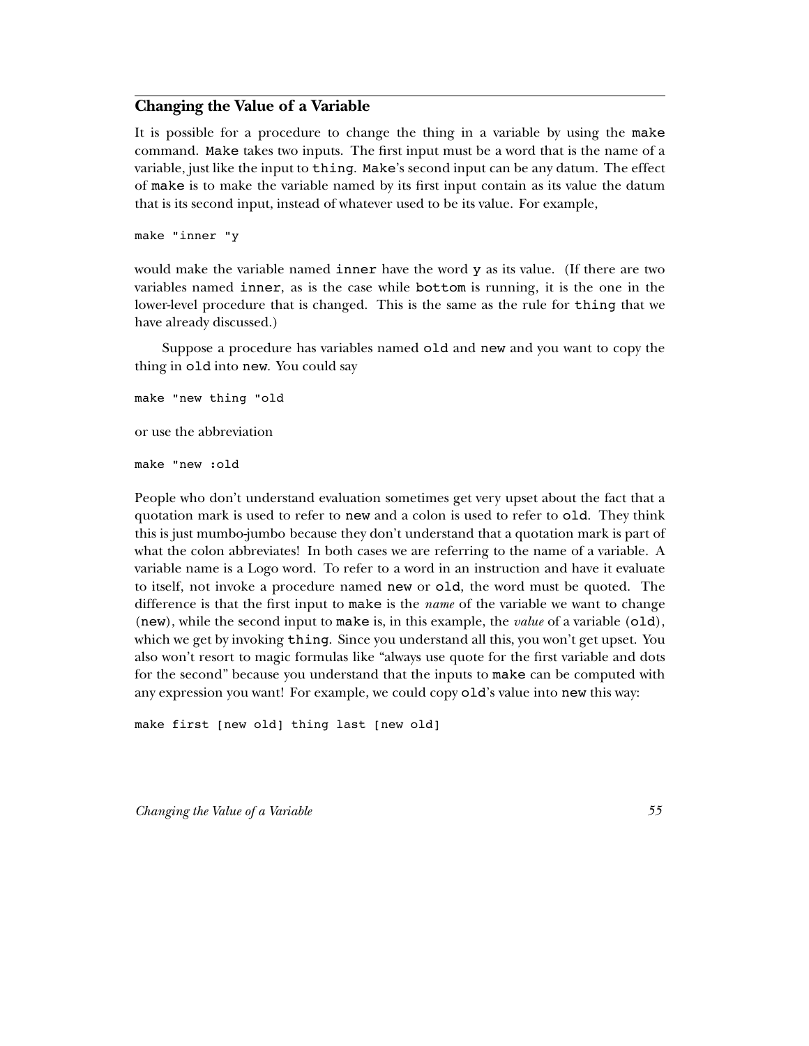## Changing the Value of a Variable

It is possible for a procedure to change the thing in a variable by using the `make` command. `Make` takes two inputs. The first input must be a word that is the name of a variable, just like the input to `thing`. `Make`'s second input can be any datum. The effect of `make` is to make the variable named by its first input contain as its value the datum that is its second input, instead of whatever used to be its value. For example,

```
make "inner "y
```

would make the variable named `inner` have the word `y` as its value. (If there are two variables named `inner`, as is the case while `bottom` is running, it is the one in the lower-level procedure that is changed. This is the same as the rule for `thing` that we have already discussed.)

Suppose a procedure has variables named `old` and `new` and you want to copy the thing in `old` into `new`. You could say

```
make "new thing "old
```

or use the abbreviation

```
make "new :old
```

People who don't understand evaluation sometimes get very upset about the fact that a quotation mark is used to refer to `new` and a colon is used to refer to `old`. They think this is just mumbo-jumbo because they don't understand that a quotation mark is part of what the colon abbreviates! In both cases we are referring to the name of a variable. A variable name is a Logo word. To refer to a word in an instruction and have it evaluate to itself, not invoke a procedure named `new` or `old`, the word must be quoted. The difference is that the first input to `make` is the *name* of the variable we want to change (`new`), while the second input to `make` is, in this example, the *value* of a variable (`old`), which we get by invoking `thing`. Since you understand all this, you won't get upset. You also won't resort to magic formulas like "always use quote for the first variable and dots for the second" because you understand that the inputs to `make` can be computed with any expression you want! For example, we could copy `old`'s value into `new` this way:

```
make first [new old] thing last [new old]
```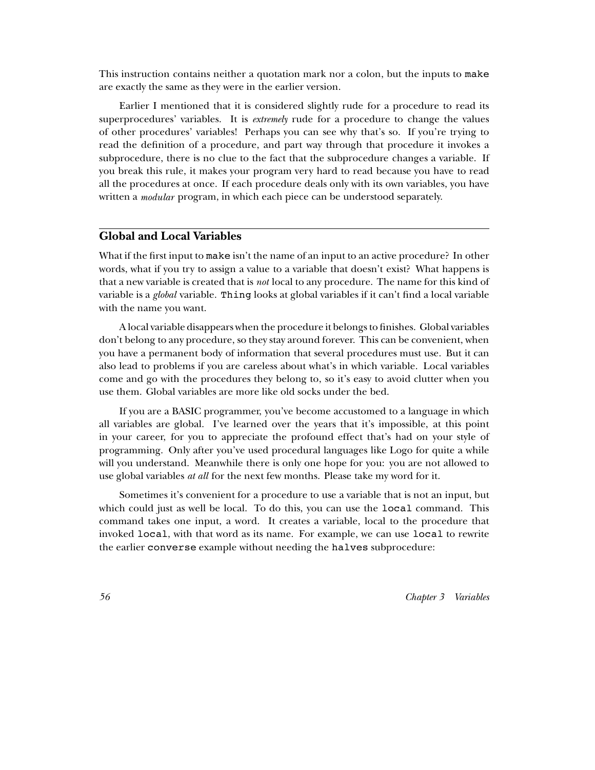This instruction contains neither a quotation mark nor a colon, but the inputs to `make` are exactly the same as they were in the earlier version.

Earlier I mentioned that it is considered slightly rude for a procedure to read its superprocedures' variables. It is *extremely* rude for a procedure to change the values of other procedures' variables! Perhaps you can see why that's so. If you're trying to read the definition of a procedure, and part way through that procedure it invokes a subprocedure, there is no clue to the fact that the subprocedure changes a variable. If you break this rule, it makes your program very hard to read because you have to read all the procedures at once. If each procedure deals only with its own variables, you have written a *modular* program, in which each piece can be understood separately.

## Global and Local Variables

What if the first input to `make` isn't the name of an input to an active procedure? In other words, what if you try to assign a value to a variable that doesn't exist? What happens is that a new variable is created that is *not* local to any procedure. The name for this kind of variable is a *global* variable. `Thing` looks at global variables if it can't find a local variable with the name you want.

A local variable disappears when the procedure it belongs to finishes. Global variables don't belong to any procedure, so they stay around forever. This can be convenient, when you have a permanent body of information that several procedures must use. But it can also lead to problems if you are careless about what's in which variable. Local variables come and go with the procedures they belong to, so it's easy to avoid clutter when you use them. Global variables are more like old socks under the bed.

If you are a BASIC programmer, you've become accustomed to a language in which all variables are global. I've learned over the years that it's impossible, at this point in your career, for you to appreciate the profound effect that's had on your style of programming. Only after you've used procedural languages like Logo for quite a while will you understand. Meanwhile there is only one hope for you: you are not allowed to use global variables *at all* for the next few months. Please take my word for it.

Sometimes it's convenient for a procedure to use a variable that is not an input, but which could just as well be local. To do this, you can use the `local` command. This command takes one input, a word. It creates a variable, local to the procedure that invoked `local`, with that word as its name. For example, we can use `local` to rewrite the earlier `converse` example without needing the `halves` subprocedure: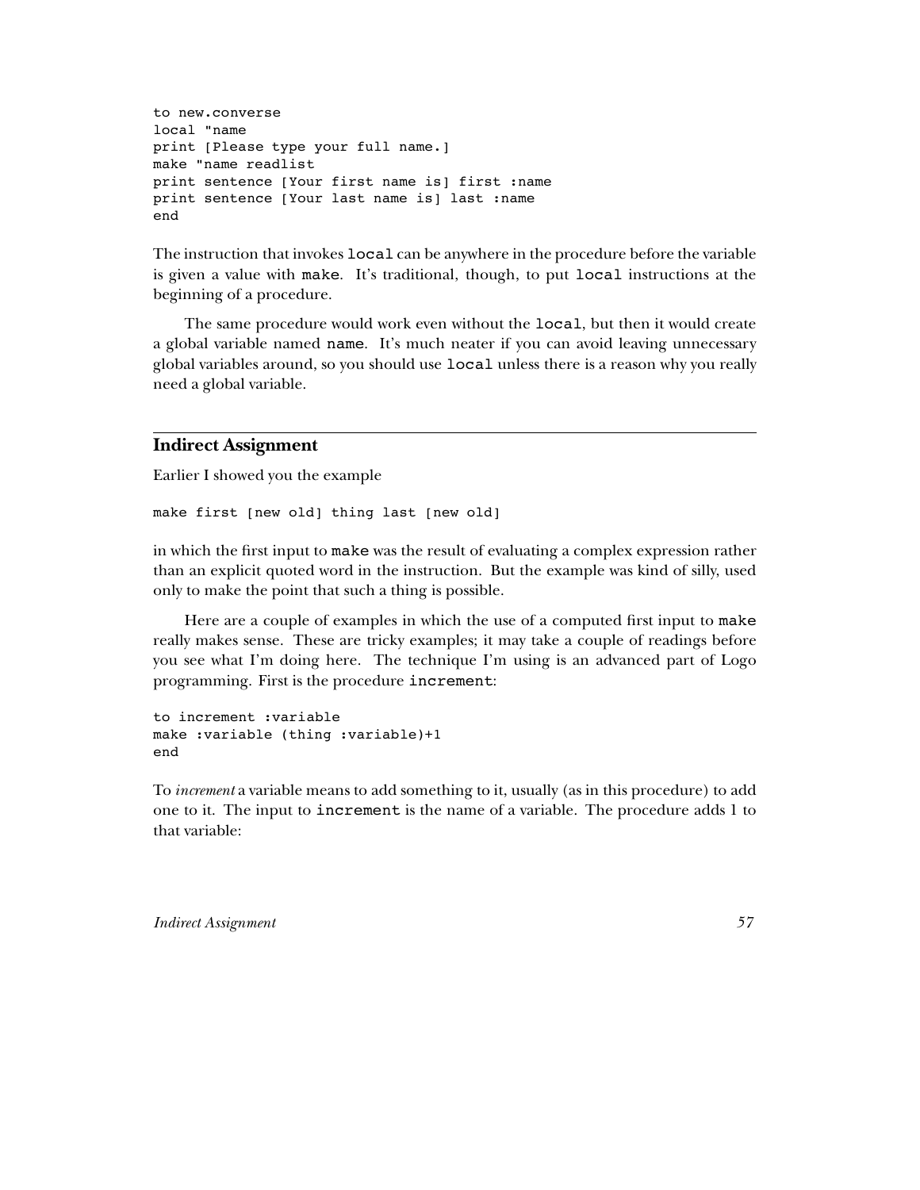```
to new.converse
local "name
print [Please type your full name.]
make "name readlist
print sentence [Your first name is] first :name
print sentence [Your last name is] last :name
end
```

The instruction that invokes `local` can be anywhere in the procedure before the variable is given a value with `make`. It's traditional, though, to put `local` instructions at the beginning of a procedure.

The same procedure would work even without the `local`, but then it would create a global variable named `name`. It's much neater if you can avoid leaving unnecessary global variables around, so you should use `local` unless there is a reason why you really need a global variable.

## Indirect Assignment

Earlier I showed you the example

```
make first [new old] thing last [new old]
```

in which the first input to `make` was the result of evaluating a complex expression rather than an explicit quoted word in the instruction. But the example was kind of silly, used only to make the point that such a thing is possible.

Here are a couple of examples in which the use of a computed first input to `make` really makes sense. These are tricky examples; it may take a couple of readings before you see what I'm doing here. The technique I'm using is an advanced part of Logo programming. First is the procedure `increment`:

```
to increment :variable
make :variable (thing :variable)+1
end
```

To *increment* a variable means to add something to it, usually (as in this procedure) to add one to it. The input to `increment` is the name of a variable. The procedure adds 1 to that variable: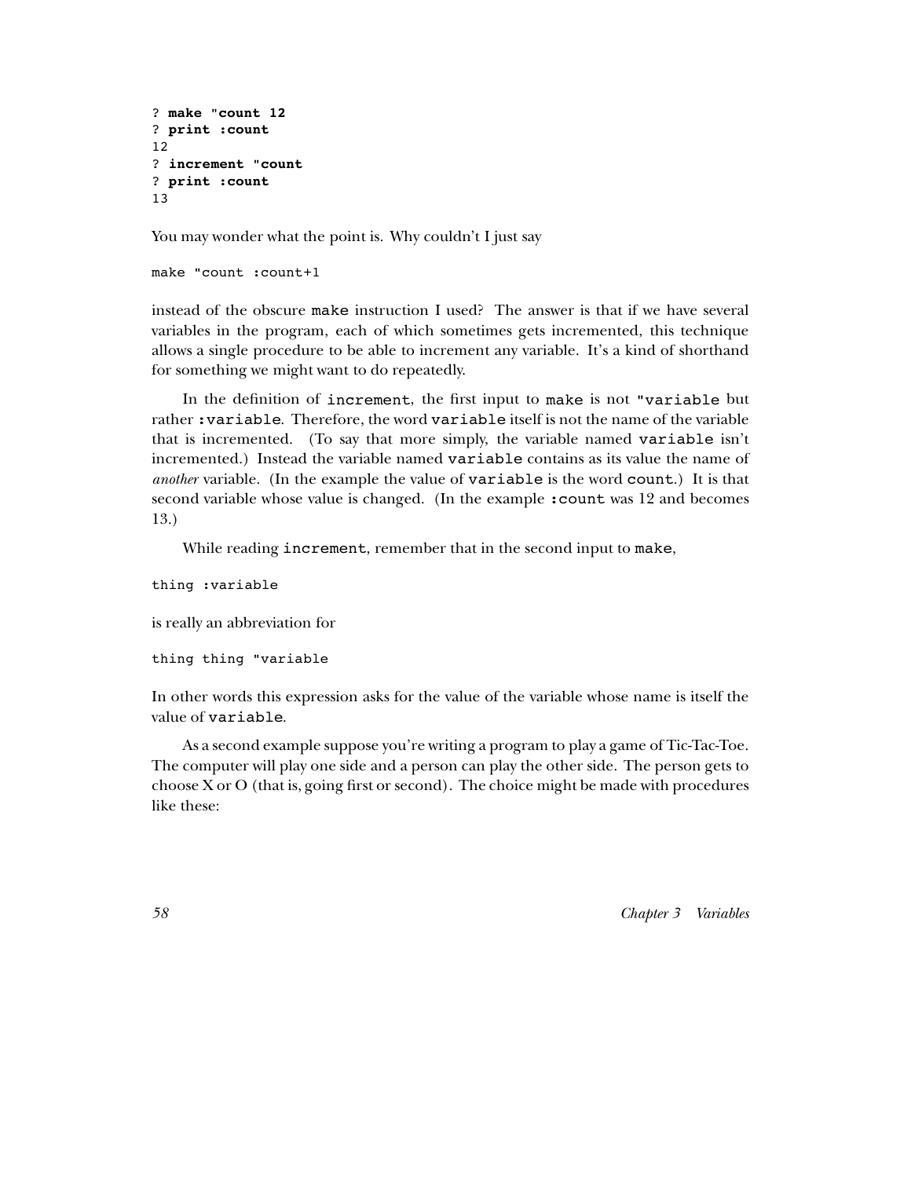```
? make "count 12
? print :count
12
? increment "count
? print :count
13
```

You may wonder what the point is. Why couldn't I just say

```
make "count :count+1
```

instead of the obscure `make` instruction I used? The answer is that if we have several variables in the program, each of which sometimes gets incremented, this technique allows a single procedure to be able to increment any variable. It's a kind of shorthand for something we might want to do repeatedly.

In the definition of `increment`, the first input to `make` is not `"variable` but rather `:variable`. Therefore, the word `variable` itself is not the name of the variable that is incremented. (To say that more simply, the variable named `variable` isn't incremented.) Instead the variable named `variable` contains as its value the name of *another* variable. (In the example the value of `variable` is the word `count`.) It is that second variable whose value is changed. (In the example `:count` was 12 and becomes 13.)

While reading `increment`, remember that in the second input to `make`,

```
thing :variable
```

is really an abbreviation for

```
thing thing "variable
```

In other words this expression asks for the value of the variable whose name is itself the value of `variable`.

As a second example suppose you're writing a program to play a game of Tic-Tac-Toe. The computer will play one side and a person can play the other side. The person gets to choose X or O (that is, going first or second). The choice might be made with procedures like these: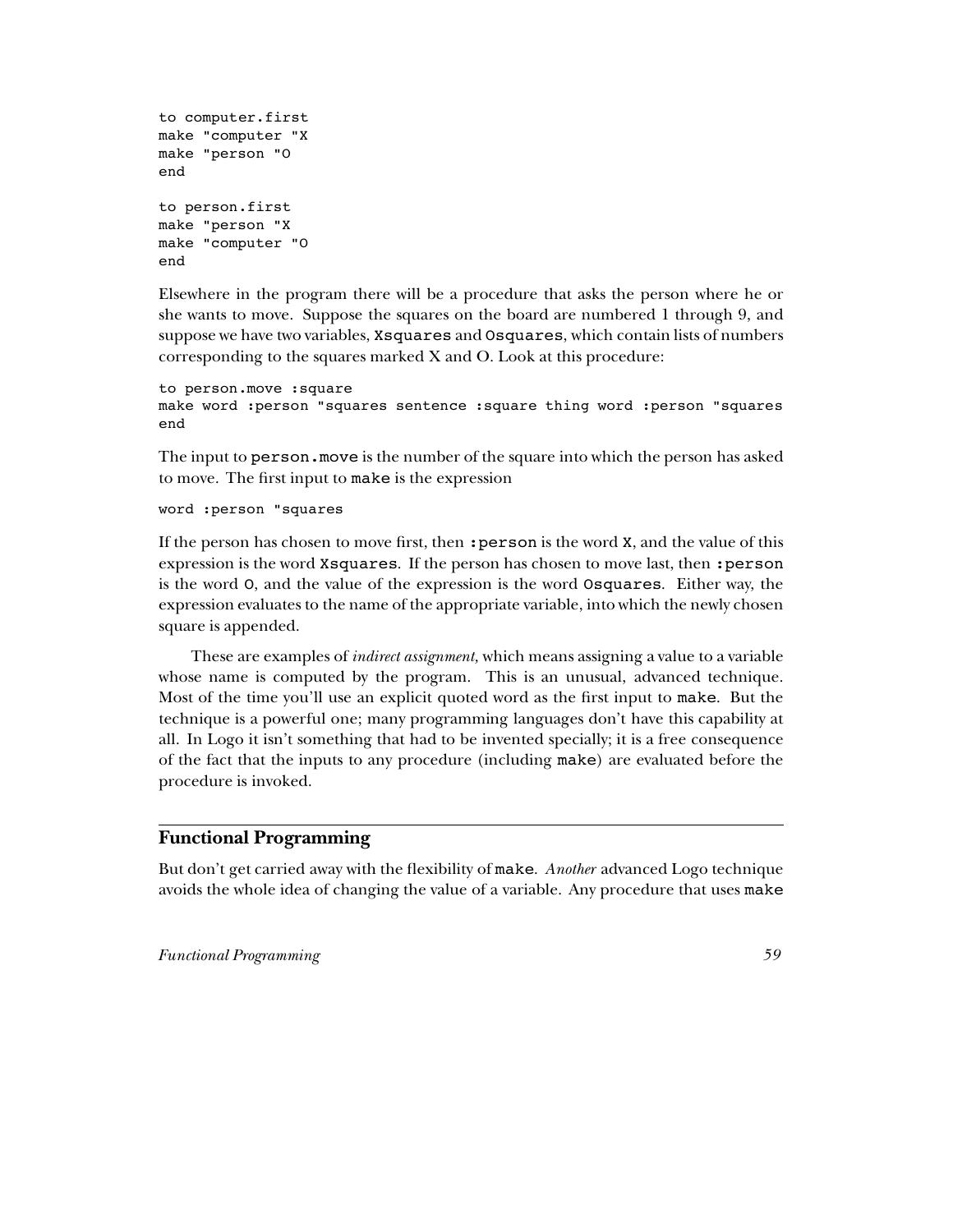```
to computer.first
make "computer "X
make "person "O
end

to person.first
make "person "X
make "computer "O
end
```

Elsewhere in the program there will be a procedure that asks the person where he or she wants to move. Suppose the squares on the board are numbered 1 through 9, and suppose we have two variables, `Xsquares` and `Osquares`, which contain lists of numbers corresponding to the squares marked X and O. Look at this procedure:

```
to person.move :square
make word :person "squares sentence :square thing word :person "squares
end
```

The input to `person.move` is the number of the square into which the person has asked to move. The first input to `make` is the expression

```
word :person "squares
```

If the person has chosen to move first, then `:person` is the word `X`, and the value of this expression is the word `Xsquares`. If the person has chosen to move last, then `:person` is the word `O`, and the value of the expression is the word `Osquares`. Either way, the expression evaluates to the name of the appropriate variable, into which the newly chosen square is appended.

These are examples of *indirect assignment,* which means assigning a value to a variable whose name is computed by the program. This is an unusual, advanced technique. Most of the time you'll use an explicit quoted word as the first input to `make`. But the technique is a powerful one; many programming languages don't have this capability at all. In Logo it isn't something that had to be invented specially; it is a free consequence of the fact that the inputs to any procedure (including `make`) are evaluated before the procedure is invoked.

## Functional Programming

But don't get carried away with the flexibility of `make`. *Another* advanced Logo technique avoids the whole idea of changing the value of a variable. Any procedure that uses `make`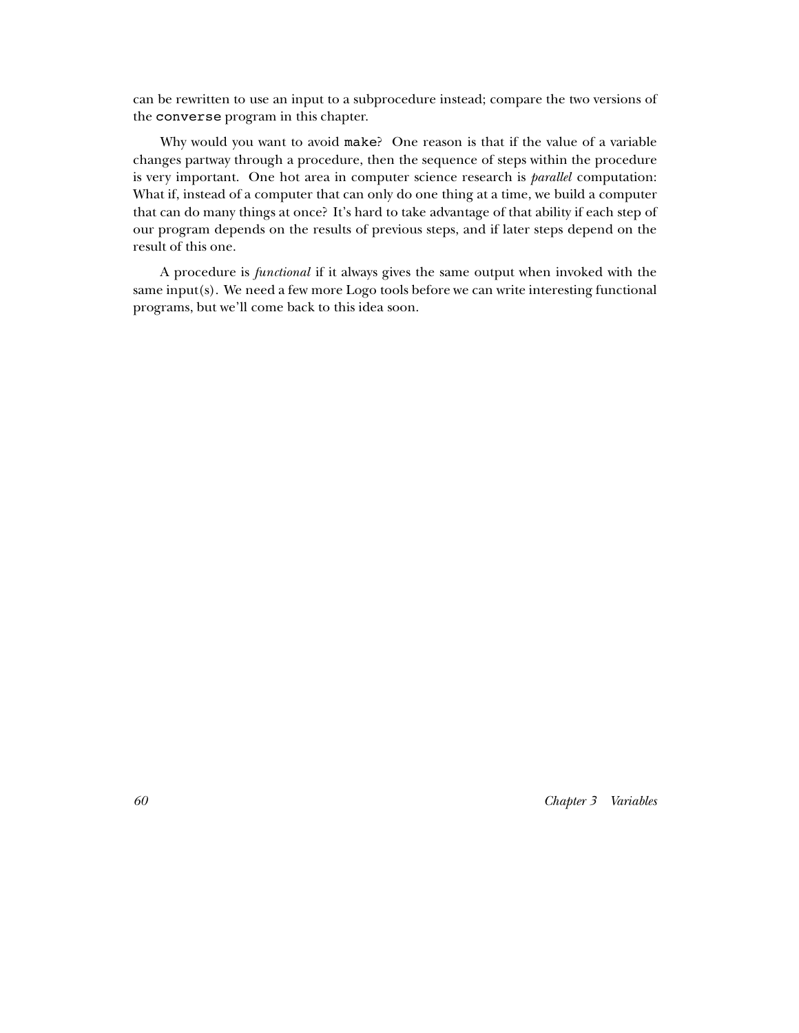can be rewritten to use an input to a subprocedure instead; compare the two versions of the `converse` program in this chapter.

Why would you want to avoid `make`? One reason is that if the value of a variable changes partway through a procedure, then the sequence of steps within the procedure is very important. One hot area in computer science research is *parallel* computation: What if, instead of a computer that can only do one thing at a time, we build a computer that can do many things at once? It's hard to take advantage of that ability if each step of our program depends on the results of previous steps, and if later steps depend on the result of this one.

A procedure is *functional* if it always gives the same output when invoked with the same input(s). We need a few more Logo tools before we can write interesting functional programs, but we'll come back to this idea soon.